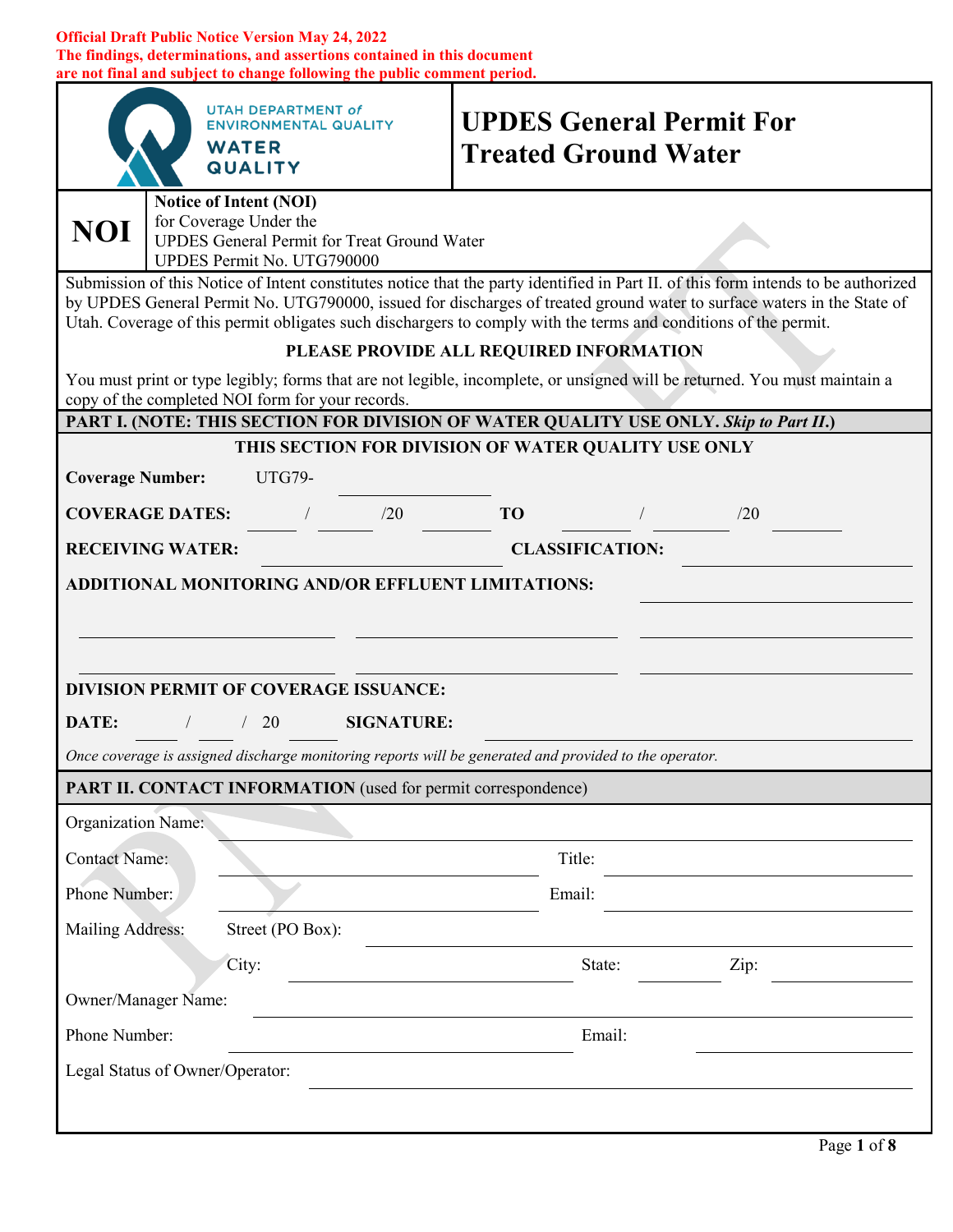**Official Draft Public Notice Version May 24, 2022**
**The findings, determinations, and assertions contained in this document are not final and subject to change following the public comment period.**

UTAH DEPARTMENT of ENVIRONMENTAL QUALITY
WATER QUALITY

# UPDES General Permit For Treated Ground Water

## NOI

**Notice of Intent (NOI)**
for Coverage Under the
UPDES General Permit for Treat Ground Water
UPDES Permit No. UTG790000

Submission of this Notice of Intent constitutes notice that the party identified in Part II. of this form intends to be authorized by UPDES General Permit No. UTG790000, issued for discharges of treated ground water to surface waters in the State of Utah. Coverage of this permit obligates such dischargers to comply with the terms and conditions of the permit.

**PLEASE PROVIDE ALL REQUIRED INFORMATION**

You must print or type legibly; forms that are not legible, incomplete, or unsigned will be returned. You must maintain a copy of the completed NOI form for your records.

### PART I. (NOTE: THIS SECTION FOR DIVISION OF WATER QUALITY USE ONLY. *Skip to Part II.*)

**THIS SECTION FOR DIVISION OF WATER QUALITY USE ONLY**

**Coverage Number:** UTG79-\_\_\_\_\_\_\_\_\_\_

**COVERAGE DATES:** \_\_\_\_ / \_\_\_\_ /20\_\_\_\_ **TO** \_\_\_\_ / \_\_\_\_ /20\_\_\_\_

**RECEIVING WATER:** \_\_\_\_\_\_\_\_\_\_\_\_ **CLASSIFICATION:** \_\_\_\_\_\_\_\_\_\_\_\_

**ADDITIONAL MONITORING AND/OR EFFLUENT LIMITATIONS:** \_\_\_\_\_\_\_\_\_\_\_\_

**DIVISION PERMIT OF COVERAGE ISSUANCE:**

**DATE:** \_\_\_\_ / \_\_\_\_ / 20\_\_\_\_ **SIGNATURE:** \_\_\_\_\_\_\_\_\_\_\_\_

*Once coverage is assigned discharge monitoring reports will be generated and provided to the operator.*

### PART II. CONTACT INFORMATION (used for permit correspondence)

Organization Name: \_\_\_\_\_\_\_\_\_\_\_\_

Contact Name: \_\_\_\_\_\_\_\_\_\_\_\_ Title: \_\_\_\_\_\_\_\_\_\_\_\_

Phone Number: \_\_\_\_\_\_\_\_\_\_\_\_ Email: \_\_\_\_\_\_\_\_\_\_\_\_

Mailing Address: Street (PO Box): \_\_\_\_\_\_\_\_\_\_\_\_

City: \_\_\_\_\_\_\_\_\_\_\_\_ State: \_\_\_\_\_\_ Zip: \_\_\_\_\_\_

Owner/Manager Name: \_\_\_\_\_\_\_\_\_\_\_\_

Phone Number: \_\_\_\_\_\_\_\_\_\_\_\_ Email: \_\_\_\_\_\_\_\_\_\_\_\_

Legal Status of Owner/Operator: \_\_\_\_\_\_\_\_\_\_\_\_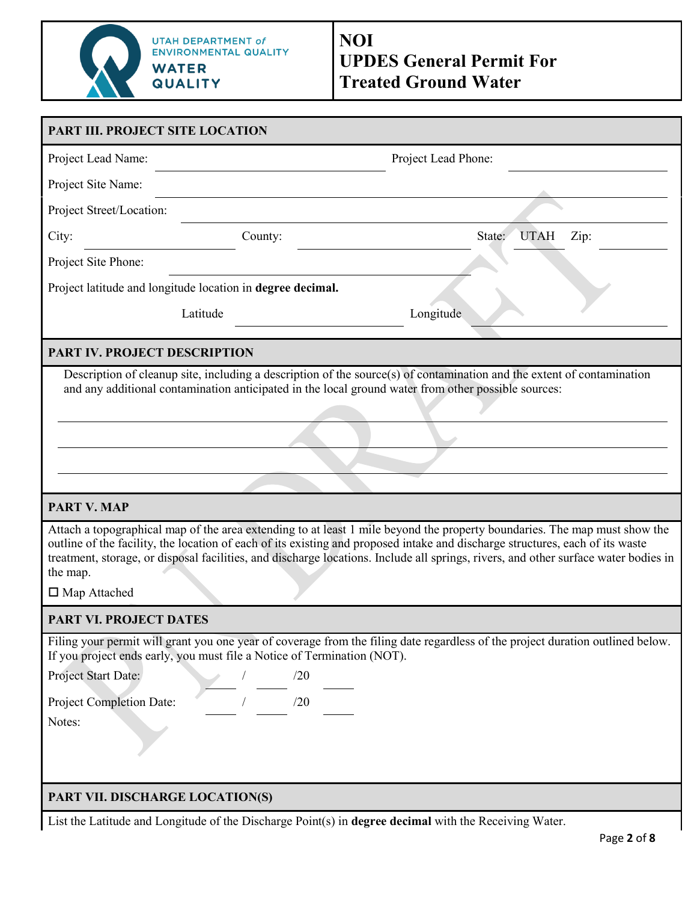**NOI**
**UPDES General Permit For Treated Ground Water**

## PART III. PROJECT SITE LOCATION

Project Lead Name: ______________________ Project Lead Phone: ______________

Project Site Name: ______________________________________________

Project Street/Location: ______________________________________________

City: ____________ County: ______________ State: UTAH Zip: ________

Project Site Phone: ______________________

Project latitude and longitude location in **degree decimal.**

Latitude ______________ Longitude ______________

## PART IV. PROJECT DESCRIPTION

Description of cleanup site, including a description of the source(s) of contamination and the extent of contamination and any additional contamination anticipated in the local ground water from other possible sources:

______________________________________________

______________________________________________

______________________________________________

## PART V. MAP

Attach a topographical map of the area extending to at least 1 mile beyond the property boundaries. The map must show the outline of the facility, the location of each of its existing and proposed intake and discharge structures, each of its waste treatment, storage, or disposal facilities, and discharge locations. Include all springs, rivers, and other surface water bodies in the map.

☐ Map Attached

## PART VI. PROJECT DATES

Filing your permit will grant you one year of coverage from the filing date regardless of the project duration outlined below. If you project ends early, you must file a Notice of Termination (NOT).

Project Start Date: ____ / ____ /20____

Project Completion Date: ____ / ____ /20____

Notes:

## PART VII. DISCHARGE LOCATION(S)

List the Latitude and Longitude of the Discharge Point(s) in **degree decimal** with the Receiving Water.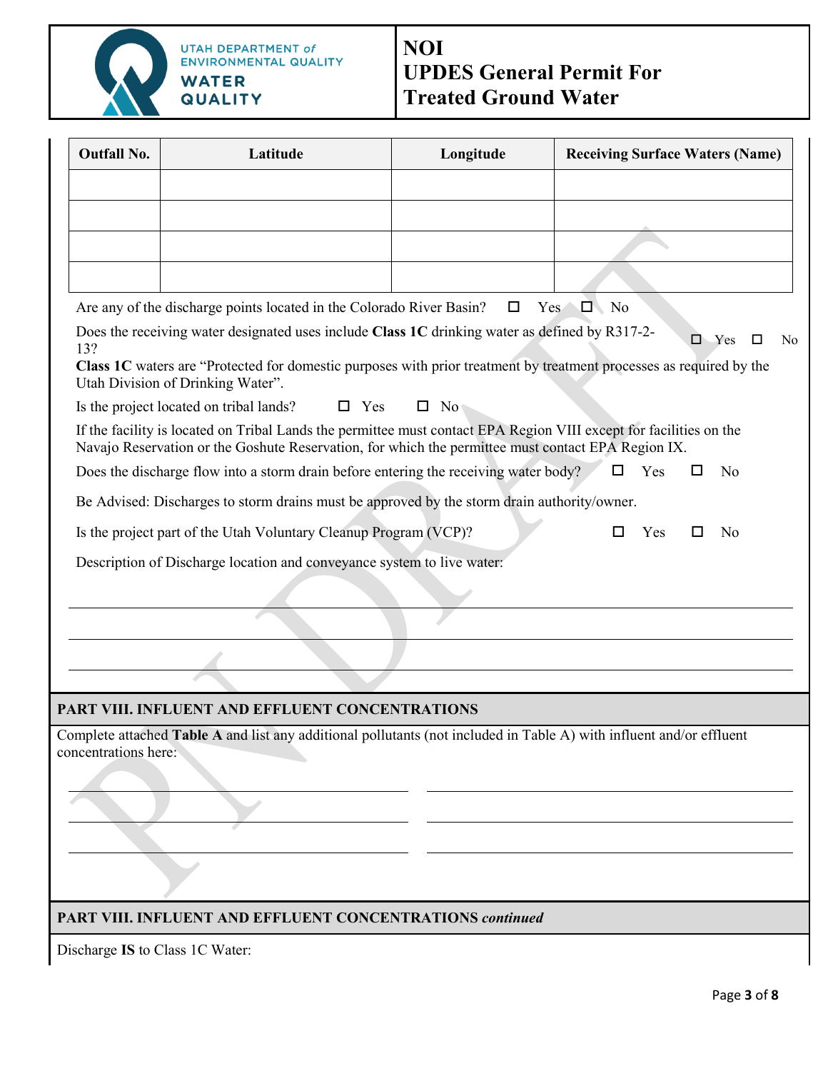| Outfall No. | Latitude | Longitude | Receiving Surface Waters (Name) |
|---|---|---|---|
| | | | |
| | | | |
| | | | |
| | | | |

Are any of the discharge points located in the Colorado River Basin? ☐ Yes ☐ No

Does the receiving water designated uses include **Class 1C** drinking water as defined by R317-2-13? ☐ Yes ☐ No

**Class 1C** waters are "Protected for domestic purposes with prior treatment by treatment processes as required by the Utah Division of Drinking Water".

Is the project located on tribal lands? ☐ Yes ☐ No

If the facility is located on Tribal Lands the permittee must contact EPA Region VIII except for facilities on the Navajo Reservation or the Goshute Reservation, for which the permittee must contact EPA Region IX.

Does the discharge flow into a storm drain before entering the receiving water body? ☐ Yes ☐ No

Be Advised: Discharges to storm drains must be approved by the storm drain authority/owner.

Is the project part of the Utah Voluntary Cleanup Program (VCP)? ☐ Yes ☐ No

Description of Discharge location and conveyance system to live water:

______________________________________________

______________________________________________

______________________________________________

## PART VIII. INFLUENT AND EFFLUENT CONCENTRATIONS

Complete attached **Table A** and list any additional pollutants (not included in Table A) with influent and/or effluent concentrations here:

______________________ ______________________

______________________ ______________________

______________________ ______________________

## PART VIII. INFLUENT AND EFFLUENT CONCENTRATIONS *continued*

Discharge **IS** to Class 1C Water: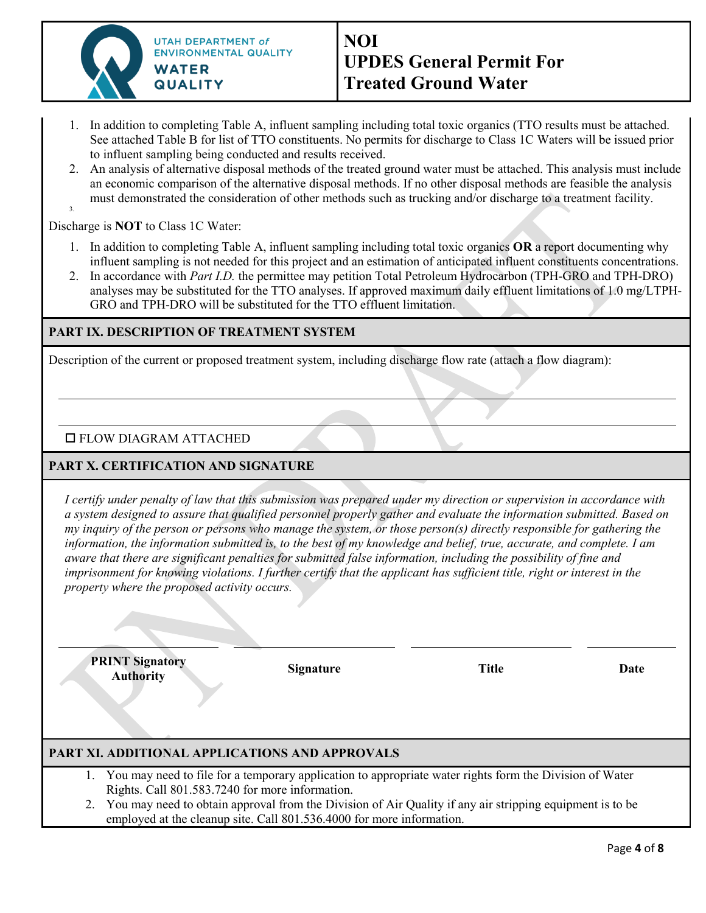1. In addition to completing Table A, influent sampling including total toxic organics (TTO results must be attached. See attached Table B for list of TTO constituents. No permits for discharge to Class 1C Waters will be issued prior to influent sampling being conducted and results received.
2. An analysis of alternative disposal methods of the treated ground water must be attached. This analysis must include an economic comparison of the alternative disposal methods. If no other disposal methods are feasible the analysis must demonstrated the consideration of other methods such as trucking and/or discharge to a treatment facility.
3. 

Discharge is **NOT** to Class 1C Water:

1. In addition to completing Table A, influent sampling including total toxic organics **OR** a report documenting why influent sampling is not needed for this project and an estimation of anticipated influent constituents concentrations.
2. In accordance with *Part I.D.* the permittee may petition Total Petroleum Hydrocarbon (TPH-GRO and TPH-DRO) analyses may be substituted for the TTO analyses. If approved maximum daily effluent limitations of 1.0 mg/LTPH-GRO and TPH-DRO will be substituted for the TTO effluent limitation.

## PART IX. DESCRIPTION OF TREATMENT SYSTEM

Description of the current or proposed treatment system, including discharge flow rate (attach a flow diagram):

______________________________________________________________________

______________________________________________________________________

☐ FLOW DIAGRAM ATTACHED

## PART X. CERTIFICATION AND SIGNATURE

*I certify under penalty of law that this submission was prepared under my direction or supervision in accordance with a system designed to assure that qualified personnel properly gather and evaluate the information submitted. Based on my inquiry of the person or persons who manage the system, or those person(s) directly responsible for gathering the information, the information submitted is, to the best of my knowledge and belief, true, accurate, and complete. I am aware that there are significant penalties for submitted false information, including the possibility of fine and imprisonment for knowing violations. I further certify that the applicant has sufficient title, right or interest in the property where the proposed activity occurs.*

| **PRINT Signatory Authority** | **Signature** | **Title** | **Date** |
|---|---|---|---|
| | | | |

## PART XI. ADDITIONAL APPLICATIONS AND APPROVALS

1. You may need to file for a temporary application to appropriate water rights form the Division of Water Rights. Call 801.583.7240 for more information.
2. You may need to obtain approval from the Division of Air Quality if any air stripping equipment is to be employed at the cleanup site. Call 801.536.4000 for more information.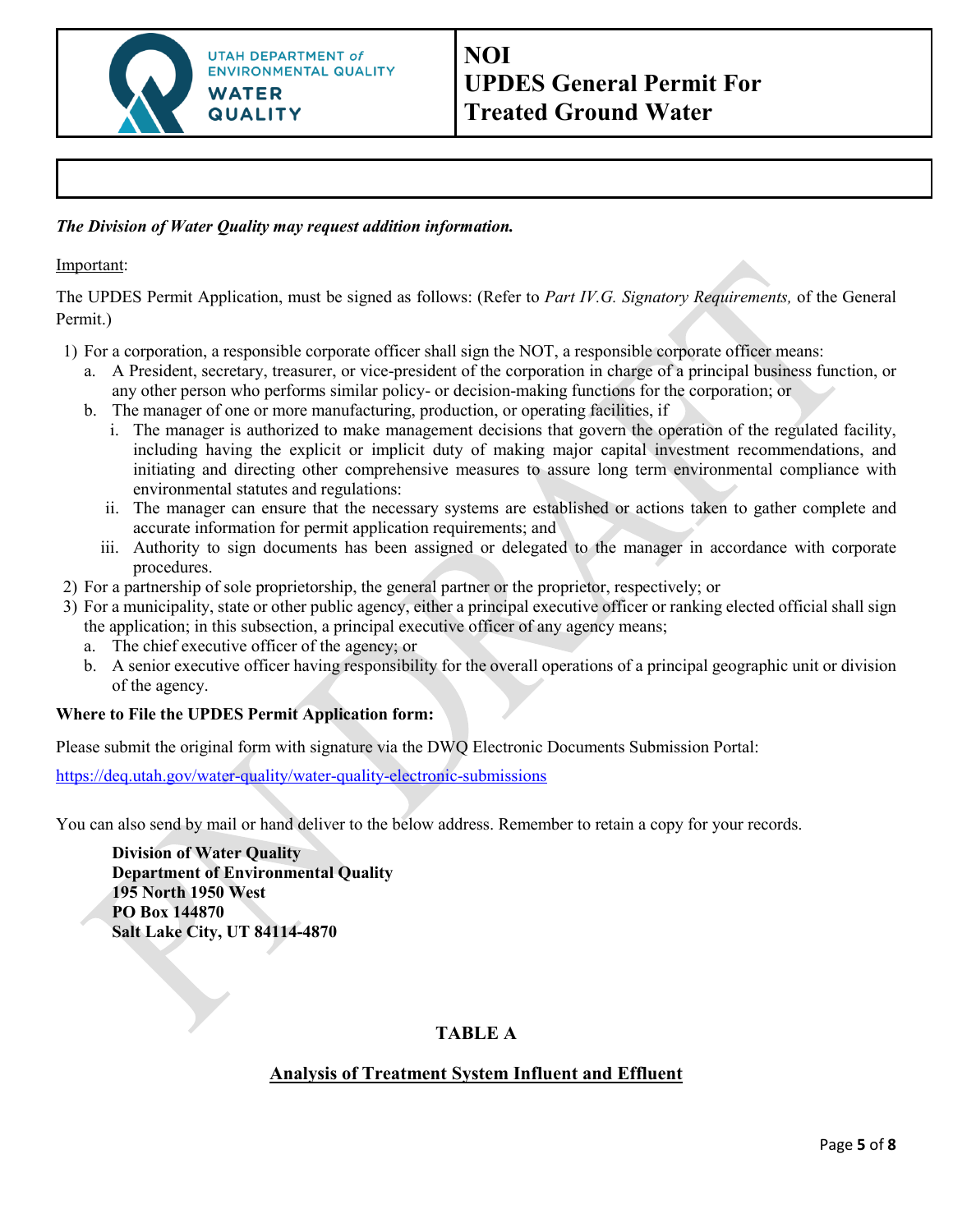# NOI
# UPDES General Permit For Treated Ground Water

***The Division of Water Quality may request addition information.***

Important:

The UPDES Permit Application, must be signed as follows: (Refer to *Part IV.G. Signatory Requirements,* of the General Permit.)

1) For a corporation, a responsible corporate officer shall sign the NOT, a responsible corporate officer means:
   a. A President, secretary, treasurer, or vice-president of the corporation in charge of a principal business function, or any other person who performs similar policy- or decision-making functions for the corporation; or
   b. The manager of one or more manufacturing, production, or operating facilities, if
      i. The manager is authorized to make management decisions that govern the operation of the regulated facility, including having the explicit or implicit duty of making major capital investment recommendations, and initiating and directing other comprehensive measures to assure long term environmental compliance with environmental statutes and regulations:
      ii. The manager can ensure that the necessary systems are established or actions taken to gather complete and accurate information for permit application requirements; and
      iii. Authority to sign documents has been assigned or delegated to the manager in accordance with corporate procedures.
2) For a partnership of sole proprietorship, the general partner or the proprietor, respectively; or
3) For a municipality, state or other public agency, either a principal executive officer or ranking elected official shall sign the application; in this subsection, a principal executive officer of any agency means;
   a. The chief executive officer of the agency; or
   b. A senior executive officer having responsibility for the overall operations of a principal geographic unit or division of the agency.

**Where to File the UPDES Permit Application form:**

Please submit the original form with signature via the DWQ Electronic Documents Submission Portal:

https://deq.utah.gov/water-quality/water-quality-electronic-submissions

You can also send by mail or hand deliver to the below address. Remember to retain a copy for your records.

**Division of Water Quality**
**Department of Environmental Quality**
**195 North 1950 West**
**PO Box 144870**
**Salt Lake City, UT 84114-4870**

**TABLE A**

**Analysis of Treatment System Influent and Effluent**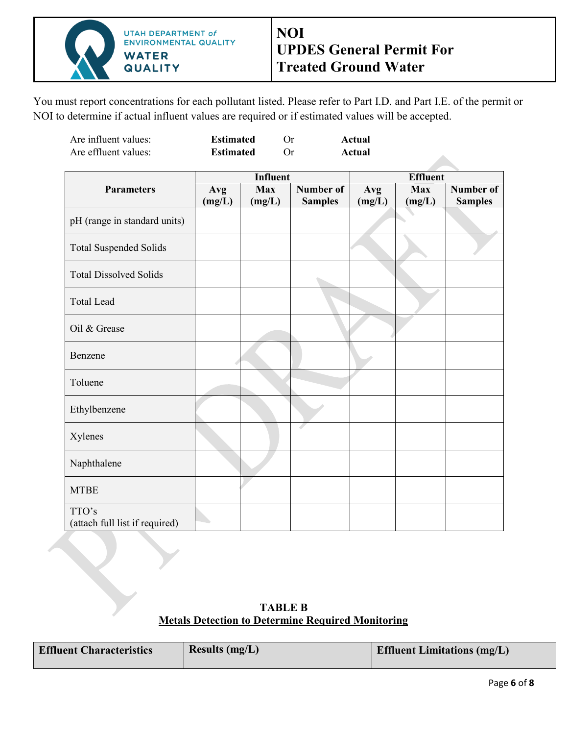You must report concentrations for each pollutant listed. Please refer to Part I.D. and Part I.E. of the permit or NOI to determine if actual influent values are required or if estimated values will be accepted.

Are influent values: **Estimated** Or **Actual**
Are effluent values: **Estimated** Or **Actual**

| **Parameters** | **Influent** | | | **Effluent** | | |
|---|---|---|---|---|---|---|
| | **Avg (mg/L)** | **Max (mg/L)** | **Number of Samples** | **Avg (mg/L)** | **Max (mg/L)** | **Number of Samples** |
| pH (range in standard units) | | | | | | |
| Total Suspended Solids | | | | | | |
| Total Dissolved Solids | | | | | | |
| Total Lead | | | | | | |
| Oil & Grease | | | | | | |
| Benzene | | | | | | |
| Toluene | | | | | | |
| Ethylbenzene | | | | | | |
| Xylenes | | | | | | |
| Naphthalene | | | | | | |
| MTBE | | | | | | |
| TTO's (attach full list if required) | | | | | | |

**TABLE B**
**Metals Detection to Determine Required Monitoring**

| **Effluent Characteristics** | **Results (mg/L)** | **Effluent Limitations (mg/L)** |
|---|---|---|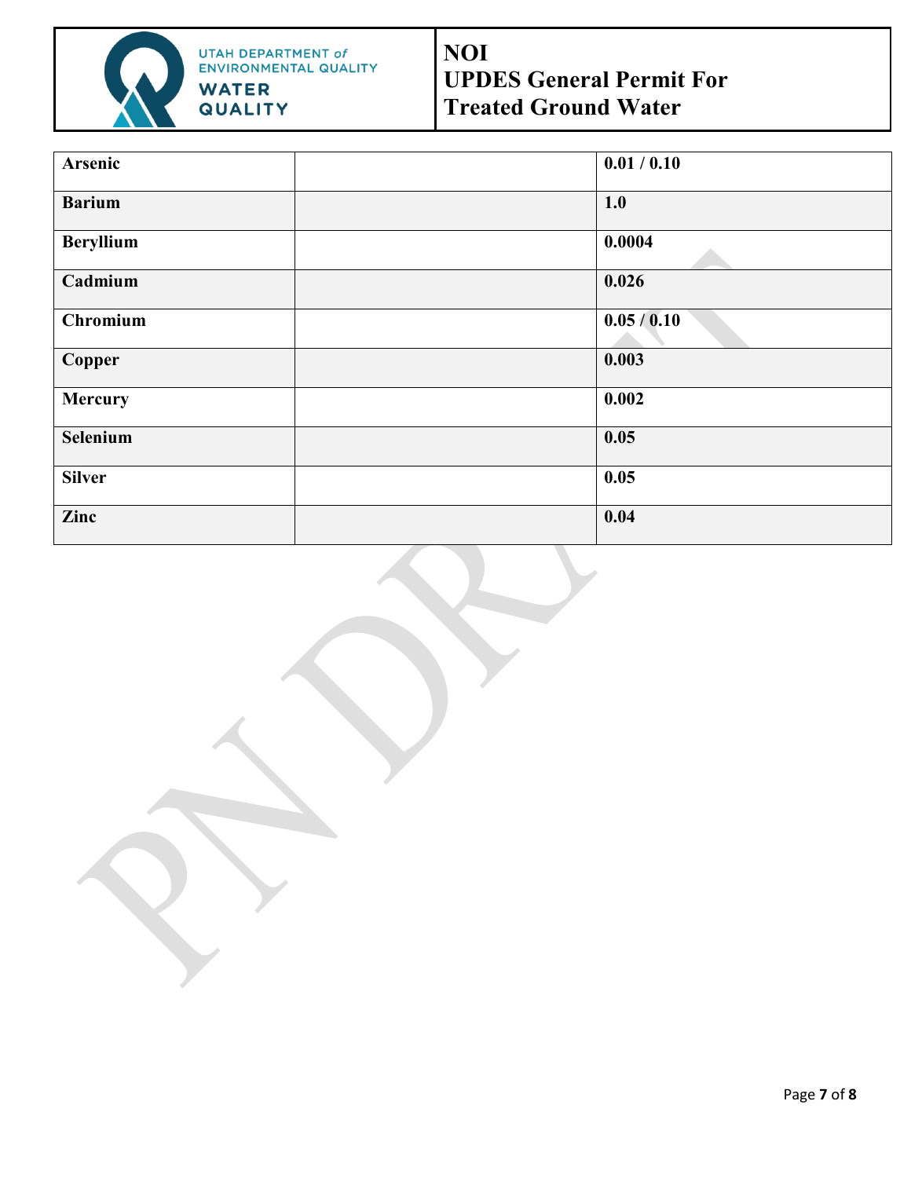| | | |
|---|---|---|
| **Arsenic** | | **0.01 / 0.10** |
| **Barium** | | **1.0** |
| **Beryllium** | | **0.0004** |
| **Cadmium** | | **0.026** |
| **Chromium** | | **0.05 / 0.10** |
| **Copper** | | **0.003** |
| **Mercury** | | **0.002** |
| **Selenium** | | **0.05** |
| **Silver** | | **0.05** |
| **Zinc** | | **0.04** |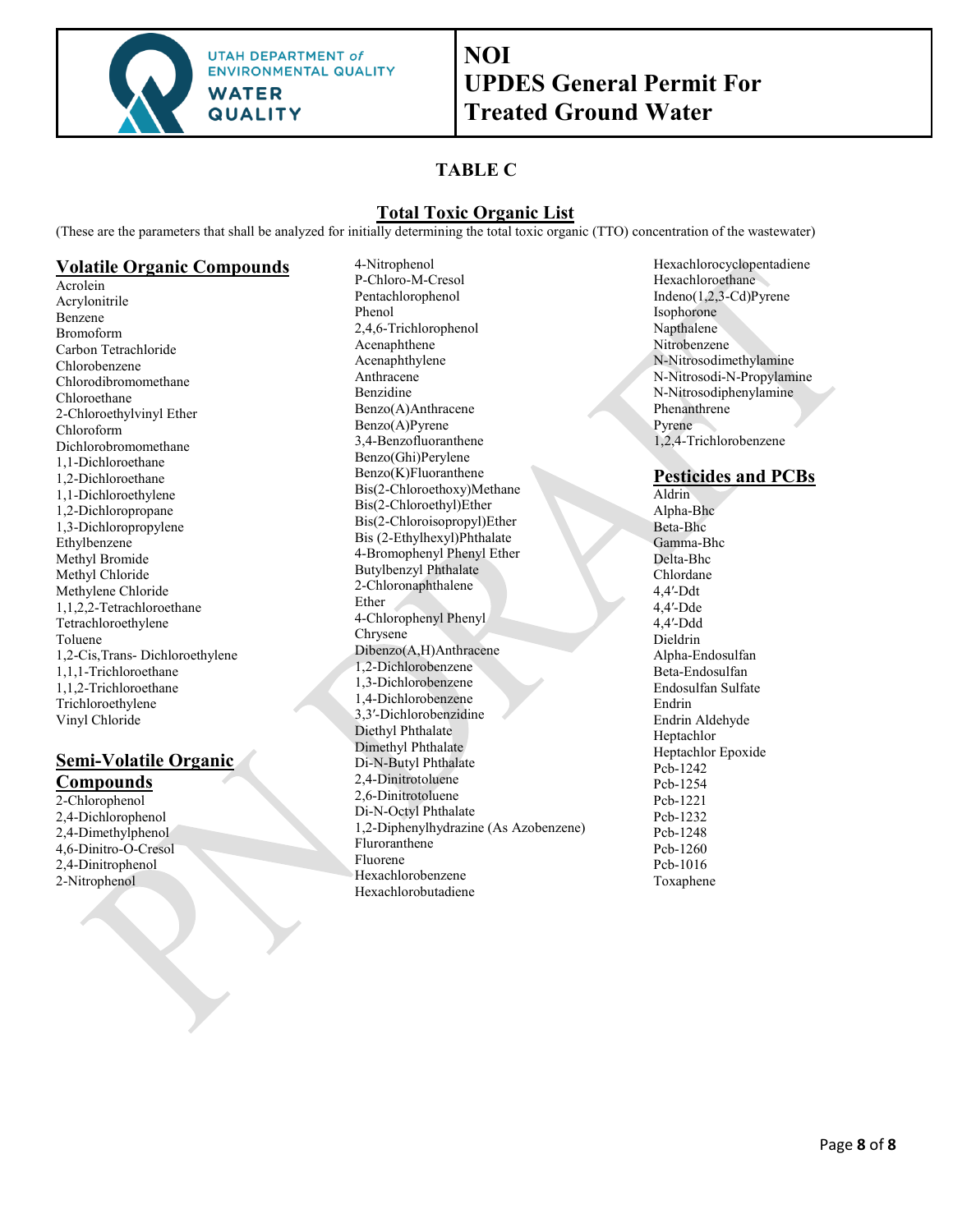# NOI UPDES General Permit For Treated Ground Water

## TABLE C

### Total Toxic Organic List

(These are the parameters that shall be analyzed for initially determining the total toxic organic (TTO) concentration of the wastewater)

### Volatile Organic Compounds

Acrolein
Acrylonitrile
Benzene
Bromoform
Carbon Tetrachloride
Chlorobenzene
Chlorodibromomethane
Chloroethane
2-Chloroethylvinyl Ether
Chloroform
Dichlorobromomethane
1,1-Dichloroethane
1,2-Dichloroethane
1,1-Dichloroethylene
1,2-Dichloropropane
1,3-Dichloropropylene
Ethylbenzene
Methyl Bromide
Methyl Chloride
Methylene Chloride
1,1,2,2-Tetrachloroethane
Tetrachloroethylene
Toluene
1,2-Cis,Trans- Dichloroethylene
1,1,1-Trichloroethane
1,1,2-Trichloroethane
Trichloroethylene
Vinyl Chloride

### Semi-Volatile Organic Compounds

2-Chlorophenol
2,4-Dichlorophenol
2,4-Dimethylphenol
4,6-Dinitro-O-Cresol
2,4-Dinitrophenol
2-Nitrophenol
4-Nitrophenol
P-Chloro-M-Cresol
Pentachlorophenol
Phenol
2,4,6-Trichlorophenol
Acenaphthene
Acenaphthylene
Anthracene
Benzidine
Benzo(A)Anthracene
Benzo(A)Pyrene
3,4-Benzofluoranthene
Benzo(Ghi)Perylene
Benzo(K)Fluoranthene
Bis(2-Chloroethoxy)Methane
Bis(2-Chloroethyl)Ether
Bis(2-Chloroisopropyl)Ether
Bis (2-Ethylhexyl)Phthalate
4-Bromophenyl Phenyl Ether
Butylbenzyl Phthalate
2-Chloronaphthalene
Ether
4-Chlorophenyl Phenyl
Chrysene
Dibenzo(A,H)Anthracene
1,2-Dichlorobenzene
1,3-Dichlorobenzene
1,4-Dichlorobenzene
3,3′-Dichlorobenzidine
Diethyl Phthalate
Dimethyl Phthalate
Di-N-Butyl Phthalate
2,4-Dinitrotoluene
2,6-Dinitrotoluene
Di-N-Octyl Phthalate
1,2-Diphenylhydrazine (As Azobenzene)
Fluroranthene
Fluorene
Hexachlorobenzene
Hexachlorobutadiene
Hexachlorocyclopentadiene
Hexachloroethane
Indeno(1,2,3-Cd)Pyrene
Isophorone
Napthalene
Nitrobenzene
N-Nitrosodimethylamine
N-Nitrosodi-N-Propylamine
N-Nitrosodiphenylamine
Phenanthrene
Pyrene
1,2,4-Trichlorobenzene

### Pesticides and PCBs

Aldrin
Alpha-Bhc
Beta-Bhc
Gamma-Bhc
Delta-Bhc
Chlordane
4,4′-Ddt
4,4′-Dde
4,4′-Ddd
Dieldrin
Alpha-Endosulfan
Beta-Endosulfan
Endosulfan Sulfate
Endrin
Endrin Aldehyde
Heptachlor
Heptachlor Epoxide
Pcb-1242
Pcb-1254
Pcb-1221
Pcb-1232
Pcb-1248
Pcb-1260
Pcb-1016
Toxaphene